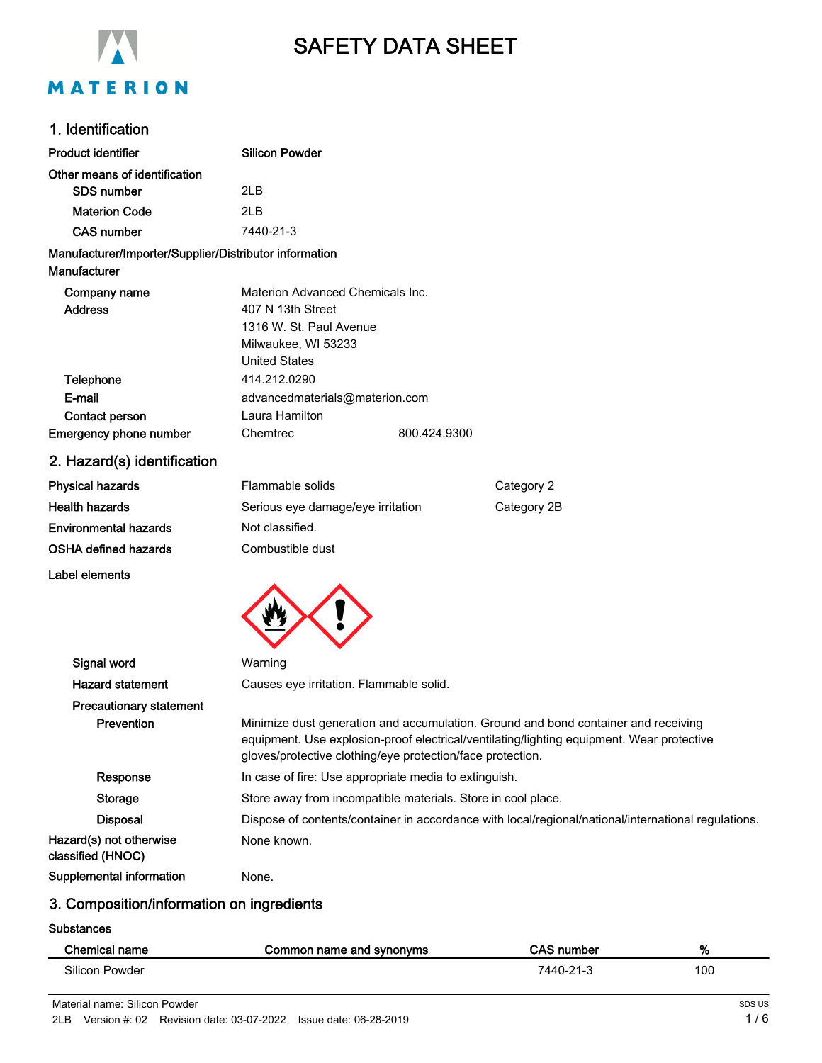# SAFETY DATA SHEET

MATERION

## 1. Identification

**Product identifier** Silicon Powder

**Other means of identification**

| | |
|---|---|
| **SDS number** | 2LB |
| **Materion Code** | 2LB |
| **CAS number** | 7440-21-3 |

**Manufacturer/Importer/Supplier/Distributor information**

**Manufacturer**

| | |
|---|---|
| **Company name** | Materion Advanced Chemicals Inc. |
| **Address** | 407 N 13th Street<br>1316 W. St. Paul Avenue<br>Milwaukee, WI 53233<br>United States |
| **Telephone** | 414.212.0290 |
| **E-mail** | advancedmaterials@materion.com |
| **Contact person** | Laura Hamilton |
| **Emergency phone number** | Chemtrec 800.424.9300 |

## 2. Hazard(s) identification

| | | |
|---|---|---|
| **Physical hazards** | Flammable solids | Category 2 |
| **Health hazards** | Serious eye damage/eye irritation | Category 2B |
| **Environmental hazards** | Not classified. | |
| **OSHA defined hazards** | Combustible dust | |

**Label elements**

**Signal word** Warning

**Hazard statement** Causes eye irritation. Flammable solid.

**Precautionary statement**

**Prevention** Minimize dust generation and accumulation. Ground and bond container and receiving equipment. Use explosion-proof electrical/ventilating/lighting equipment. Wear protective gloves/protective clothing/eye protection/face protection.

**Response** In case of fire: Use appropriate media to extinguish.

**Storage** Store away from incompatible materials. Store in cool place.

**Disposal** Dispose of contents/container in accordance with local/regional/national/international regulations.

**Hazard(s) not otherwise classified (HNOC)** None known.

**Supplemental information** None.

## 3. Composition/information on ingredients

**Substances**

| Chemical name | Common name and synonyms | CAS number | % |
|---|---|---|---|
| Silicon Powder | | 7440-21-3 | 100 |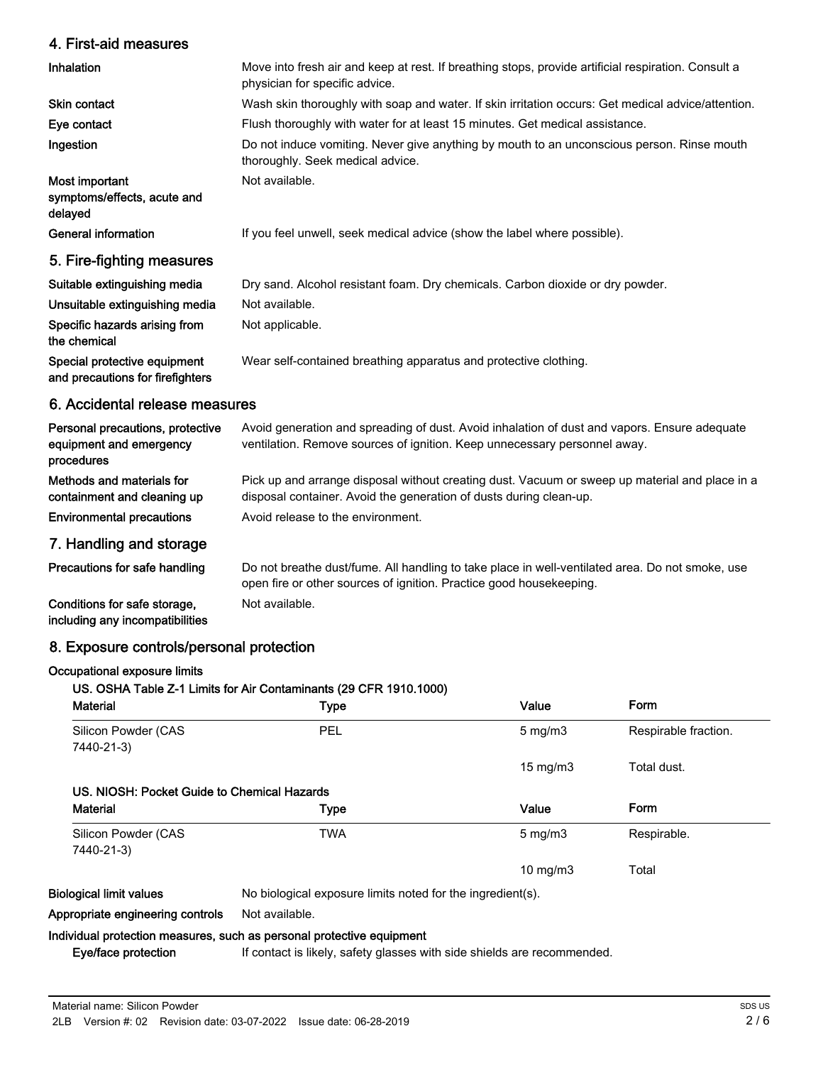## 4. First-aid measures

| | |
|---|---|
| **Inhalation** | Move into fresh air and keep at rest. If breathing stops, provide artificial respiration. Consult a physician for specific advice. |
| **Skin contact** | Wash skin thoroughly with soap and water. If skin irritation occurs: Get medical advice/attention. |
| **Eye contact** | Flush thoroughly with water for at least 15 minutes. Get medical assistance. |
| **Ingestion** | Do not induce vomiting. Never give anything by mouth to an unconscious person. Rinse mouth thoroughly. Seek medical advice. |
| **Most important symptoms/effects, acute and delayed** | Not available. |
| **General information** | If you feel unwell, seek medical advice (show the label where possible). |

## 5. Fire-fighting measures

| | |
|---|---|
| **Suitable extinguishing media** | Dry sand. Alcohol resistant foam. Dry chemicals. Carbon dioxide or dry powder. |
| **Unsuitable extinguishing media** | Not available. |
| **Specific hazards arising from the chemical** | Not applicable. |
| **Special protective equipment and precautions for firefighters** | Wear self-contained breathing apparatus and protective clothing. |

## 6. Accidental release measures

| | |
|---|---|
| **Personal precautions, protective equipment and emergency procedures** | Avoid generation and spreading of dust. Avoid inhalation of dust and vapors. Ensure adequate ventilation. Remove sources of ignition. Keep unnecessary personnel away. |
| **Methods and materials for containment and cleaning up** | Pick up and arrange disposal without creating dust. Vacuum or sweep up material and place in a disposal container. Avoid the generation of dusts during clean-up. |
| **Environmental precautions** | Avoid release to the environment. |

## 7. Handling and storage

| | |
|---|---|
| **Precautions for safe handling** | Do not breathe dust/fume. All handling to take place in well-ventilated area. Do not smoke, use open fire or other sources of ignition. Practice good housekeeping. |
| **Conditions for safe storage, including any incompatibilities** | Not available. |

## 8. Exposure controls/personal protection

**Occupational exposure limits**

**US. OSHA Table Z-1 Limits for Air Contaminants (29 CFR 1910.1000)**

| Material | Type | Value | Form |
|---|---|---|---|
| Silicon Powder (CAS 7440-21-3) | PEL | 5 mg/m3 | Respirable fraction. |
| | | 15 mg/m3 | Total dust. |

**US. NIOSH: Pocket Guide to Chemical Hazards**

| Material | Type | Value | Form |
|---|---|---|---|
| Silicon Powder (CAS 7440-21-3) | TWA | 5 mg/m3 | Respirable. |
| | | 10 mg/m3 | Total |

| | |
|---|---|
| **Biological limit values** | No biological exposure limits noted for the ingredient(s). |
| **Appropriate engineering controls** | Not available. |

**Individual protection measures, such as personal protective equipment**

| | |
|---|---|
| **Eye/face protection** | If contact is likely, safety glasses with side shields are recommended. |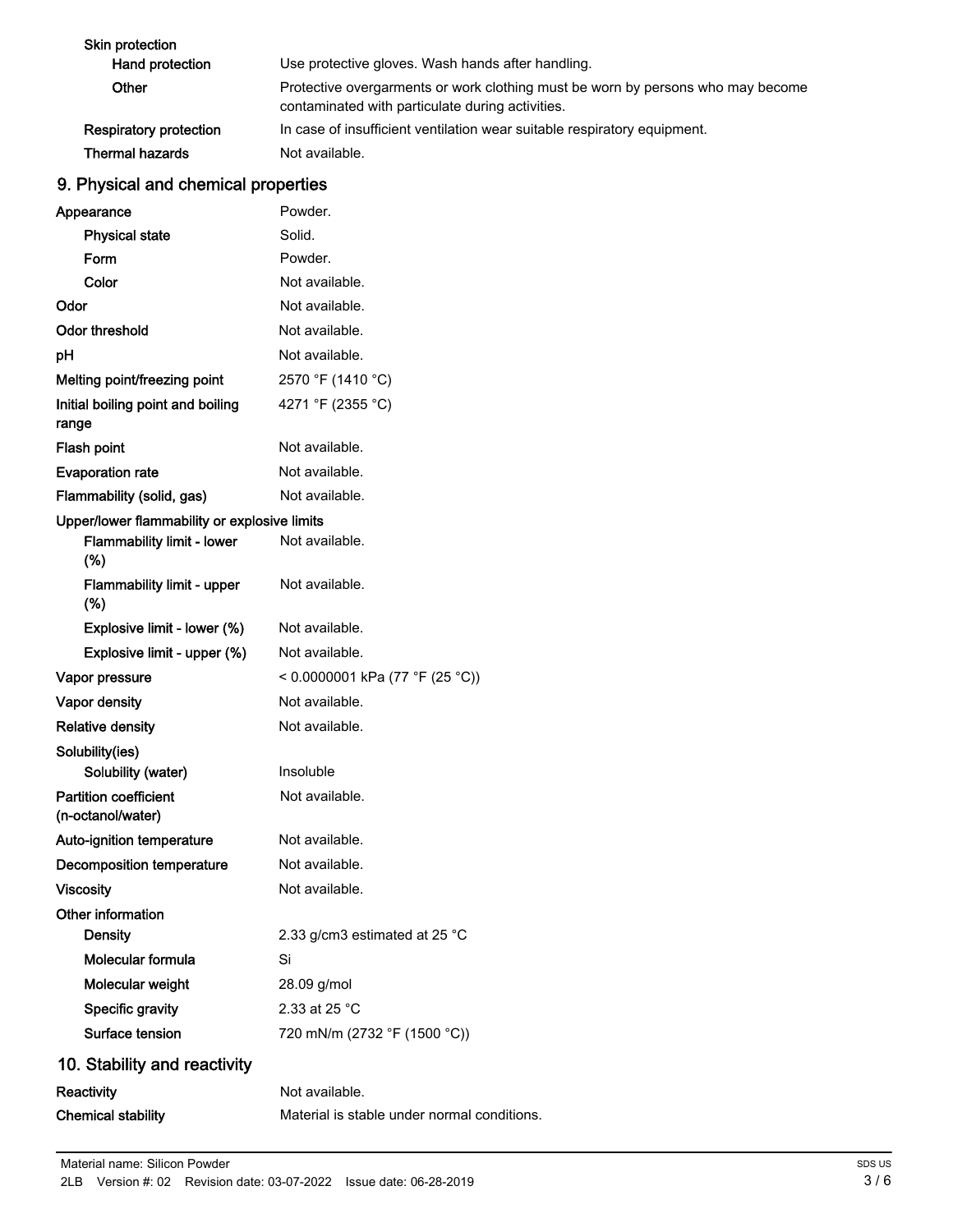**Skin protection**

| | |
|---|---|
| **Hand protection** | Use protective gloves. Wash hands after handling. |
| **Other** | Protective overgarments or work clothing must be worn by persons who may become contaminated with particulate during activities. |
| **Respiratory protection** | In case of insufficient ventilation wear suitable respiratory equipment. |
| **Thermal hazards** | Not available. |

## 9. Physical and chemical properties

| | |
|---|---|
| **Appearance** | Powder. |
| **Physical state** | Solid. |
| **Form** | Powder. |
| **Color** | Not available. |
| **Odor** | Not available. |
| **Odor threshold** | Not available. |
| **pH** | Not available. |
| **Melting point/freezing point** | 2570 °F (1410 °C) |
| **Initial boiling point and boiling range** | 4271 °F (2355 °C) |
| **Flash point** | Not available. |
| **Evaporation rate** | Not available. |
| **Flammability (solid, gas)** | Not available. |
| **Upper/lower flammability or explosive limits** | |
| **Flammability limit - lower (%)** | Not available. |
| **Flammability limit - upper (%)** | Not available. |
| **Explosive limit - lower (%)** | Not available. |
| **Explosive limit - upper (%)** | Not available. |
| **Vapor pressure** | < 0.0000001 kPa (77 °F (25 °C)) |
| **Vapor density** | Not available. |
| **Relative density** | Not available. |
| **Solubility(ies)** | |
| **Solubility (water)** | Insoluble |
| **Partition coefficient (n-octanol/water)** | Not available. |
| **Auto-ignition temperature** | Not available. |
| **Decomposition temperature** | Not available. |
| **Viscosity** | Not available. |
| **Other information** | |
| **Density** | 2.33 g/cm3 estimated at 25 °C |
| **Molecular formula** | Si |
| **Molecular weight** | 28.09 g/mol |
| **Specific gravity** | 2.33 at 25 °C |
| **Surface tension** | 720 mN/m (2732 °F (1500 °C)) |

## 10. Stability and reactivity

| | |
|---|---|
| **Reactivity** | Not available. |
| **Chemical stability** | Material is stable under normal conditions. |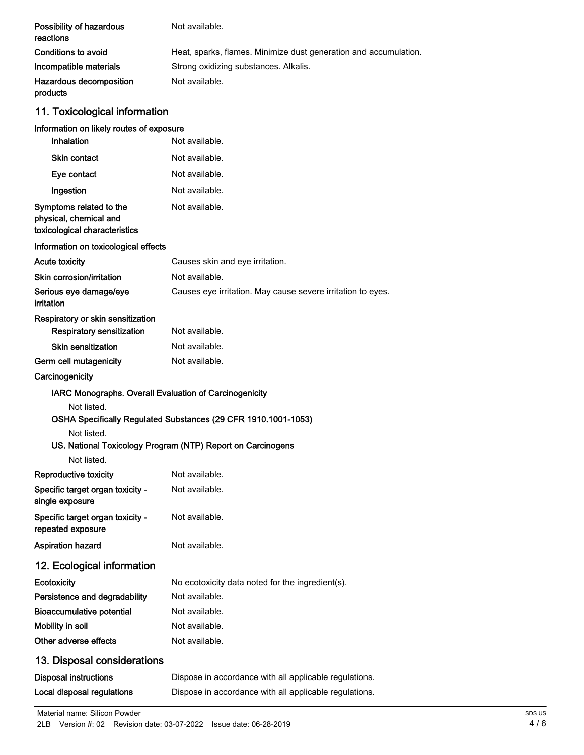| | |
|---|---|
| **Possibility of hazardous reactions** | Not available. |
| **Conditions to avoid** | Heat, sparks, flames. Minimize dust generation and accumulation. |
| **Incompatible materials** | Strong oxidizing substances. Alkalis. |
| **Hazardous decomposition products** | Not available. |

## 11. Toxicological information

**Information on likely routes of exposure**

| | |
|---|---|
| **Inhalation** | Not available. |
| **Skin contact** | Not available. |
| **Eye contact** | Not available. |
| **Ingestion** | Not available. |
| **Symptoms related to the physical, chemical and toxicological characteristics** | Not available. |

**Information on toxicological effects**

| | |
|---|---|
| **Acute toxicity** | Causes skin and eye irritation. |
| **Skin corrosion/irritation** | Not available. |
| **Serious eye damage/eye irritation** | Causes eye irritation. May cause severe irritation to eyes. |

**Respiratory or skin sensitization**

| | |
|---|---|
| **Respiratory sensitization** | Not available. |
| **Skin sensitization** | Not available. |
| **Germ cell mutagenicity** | Not available. |

**Carcinogenicity**

**IARC Monographs. Overall Evaluation of Carcinogenicity**

Not listed.

**OSHA Specifically Regulated Substances (29 CFR 1910.1001-1053)**

Not listed.

**US. National Toxicology Program (NTP) Report on Carcinogens**

Not listed.

| | |
|---|---|
| **Reproductive toxicity** | Not available. |
| **Specific target organ toxicity - single exposure** | Not available. |
| **Specific target organ toxicity - repeated exposure** | Not available. |
| **Aspiration hazard** | Not available. |

## 12. Ecological information

| | |
|---|---|
| **Ecotoxicity** | No ecotoxicity data noted for the ingredient(s). |
| **Persistence and degradability** | Not available. |
| **Bioaccumulative potential** | Not available. |
| **Mobility in soil** | Not available. |
| **Other adverse effects** | Not available. |

## 13. Disposal considerations

| | |
|---|---|
| **Disposal instructions** | Dispose in accordance with all applicable regulations. |
| **Local disposal regulations** | Dispose in accordance with all applicable regulations. |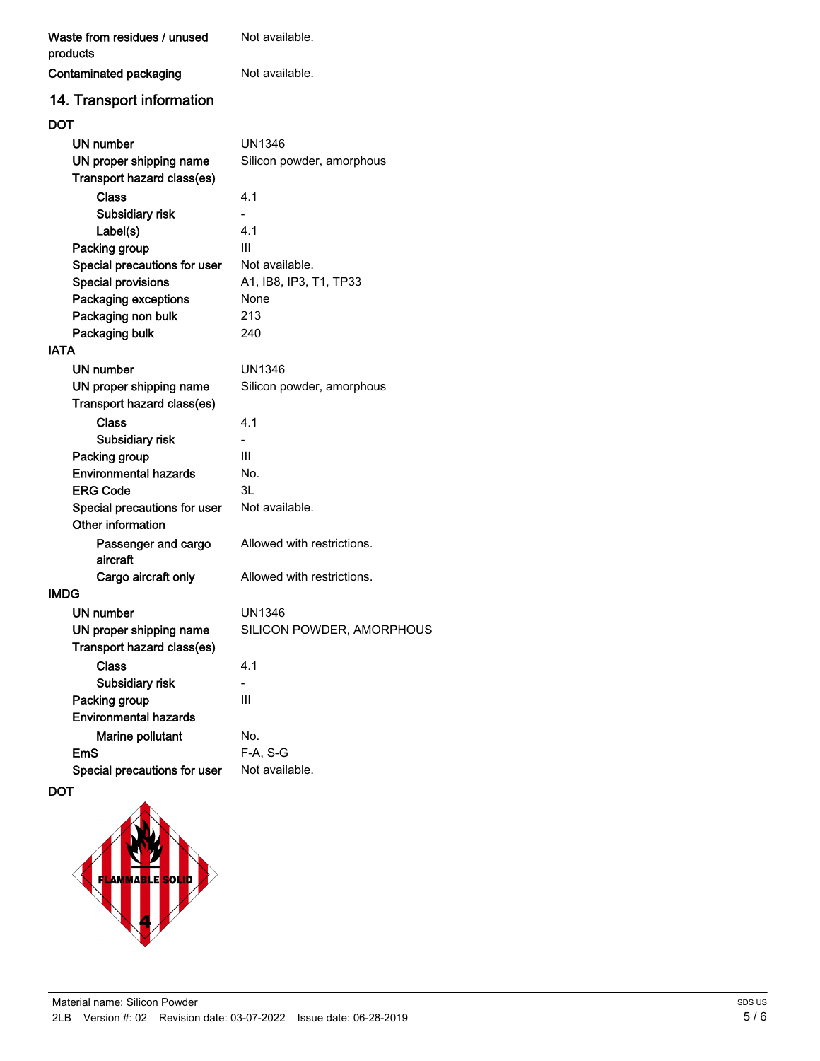| | |
|---|---|
| Waste from residues / unused products | Not available. |
| Contaminated packaging | Not available. |

## 14. Transport information

**DOT**

| | |
|---|---|
| UN number | UN1346 |
| UN proper shipping name | Silicon powder, amorphous |
| Transport hazard class(es) | |
| Class | 4.1 |
| Subsidiary risk | - |
| Label(s) | 4.1 |
| Packing group | III |
| Special precautions for user | Not available. |
| Special provisions | A1, IB8, IP3, T1, TP33 |
| Packaging exceptions | None |
| Packaging non bulk | 213 |
| Packaging bulk | 240 |

**IATA**

| | |
|---|---|
| UN number | UN1346 |
| UN proper shipping name | Silicon powder, amorphous |
| Transport hazard class(es) | |
| Class | 4.1 |
| Subsidiary risk | - |
| Packing group | III |
| Environmental hazards | No. |
| ERG Code | 3L |
| Special precautions for user | Not available. |
| Other information | |
| Passenger and cargo aircraft | Allowed with restrictions. |
| Cargo aircraft only | Allowed with restrictions. |

**IMDG**

| | |
|---|---|
| UN number | UN1346 |
| UN proper shipping name | SILICON POWDER, AMORPHOUS |
| Transport hazard class(es) | |
| Class | 4.1 |
| Subsidiary risk | - |
| Packing group | III |
| Environmental hazards | |
| Marine pollutant | No. |
| EmS | F-A, S-G |
| Special precautions for user | Not available. |

**DOT**

FLAMMABLE SOLID 4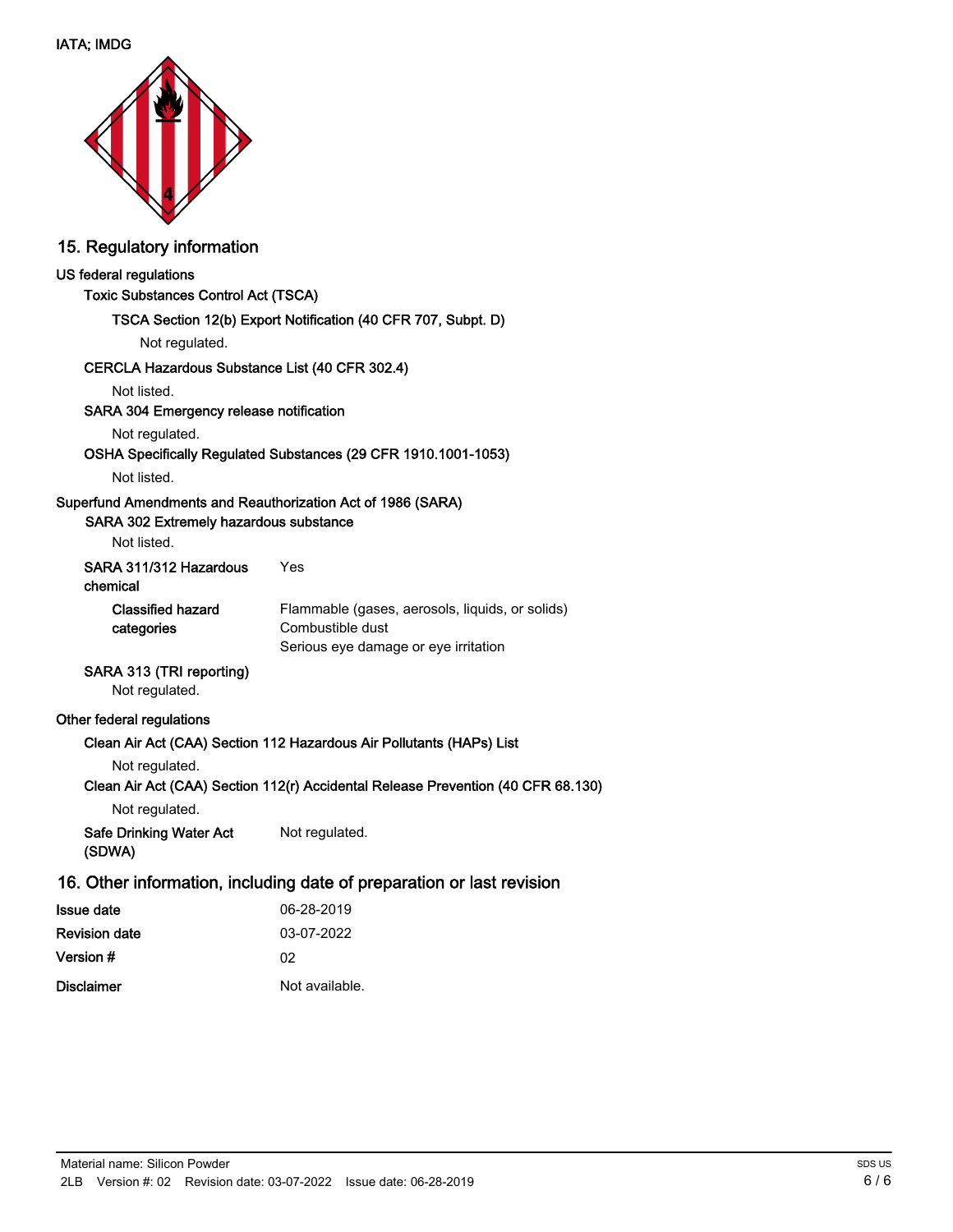IATA; IMDG

## 15. Regulatory information

**US federal regulations**

**Toxic Substances Control Act (TSCA)**

**TSCA Section 12(b) Export Notification (40 CFR 707, Subpt. D)**

Not regulated.

**CERCLA Hazardous Substance List (40 CFR 302.4)**

Not listed.

**SARA 304 Emergency release notification**

Not regulated.

**OSHA Specifically Regulated Substances (29 CFR 1910.1001-1053)**

Not listed.

**Superfund Amendments and Reauthorization Act of 1986 (SARA)**

**SARA 302 Extremely hazardous substance**

Not listed.

| | |
|---|---|
| **SARA 311/312 Hazardous chemical** | Yes |
| **Classified hazard categories** | Flammable (gases, aerosols, liquids, or solids)<br>Combustible dust<br>Serious eye damage or eye irritation |

**SARA 313 (TRI reporting)**

Not regulated.

**Other federal regulations**

**Clean Air Act (CAA) Section 112 Hazardous Air Pollutants (HAPs) List**

Not regulated.

**Clean Air Act (CAA) Section 112(r) Accidental Release Prevention (40 CFR 68.130)**

Not regulated.

| | |
|---|---|
| **Safe Drinking Water Act (SDWA)** | Not regulated. |

## 16. Other information, including date of preparation or last revision

| | |
|---|---|
| **Issue date** | 06-28-2019 |
| **Revision date** | 03-07-2022 |
| **Version #** | 02 |
| **Disclaimer** | Not available. |